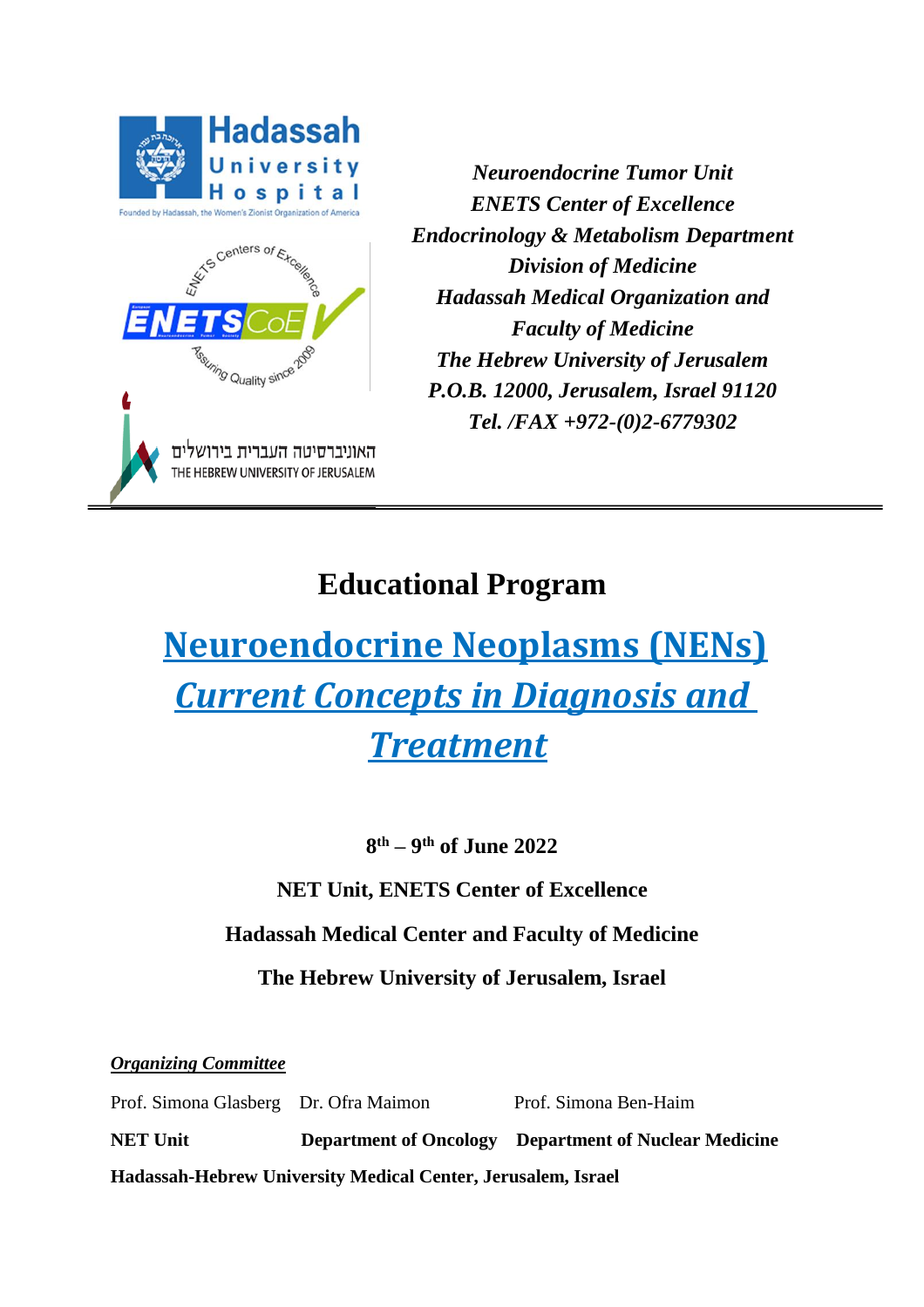Hadassah University Hospital

Founded by Hadassah, the Women's Zionist Organization of America

ENETS Centers of Excellence — ENETS CoE — Assuring Quality since 2009

האוניברסיטה העברית בירושלים
THE HEBREW UNIVERSITY OF JERUSALEM

*Neuroendocrine Tumor Unit*
*ENETS Center of Excellence*
*Endocrinology & Metabolism Department*
*Division of Medicine*
*Hadassah Medical Organization and*
*Faculty of Medicine*
*The Hebrew University of Jerusalem*
*P.O.B. 12000, Jerusalem, Israel 91120*
*Tel. /FAX +972-(0)2-6779302*

---

# Educational Program

# Neuroendocrine Neoplasms (NENs)

## *Current Concepts in Diagnosis and Treatment*

**8th – 9th of June 2022**

**NET Unit, ENETS Center of Excellence**

**Hadassah Medical Center and Faculty of Medicine**

**The Hebrew University of Jerusalem, Israel**

***Organizing Committee***

| Prof. Simona Glasberg | Dr. Ofra Maimon | Prof. Simona Ben-Haim |
|---|---|---|
| **NET Unit** | **Department of Oncology** | **Department of Nuclear Medicine** |

**Hadassah-Hebrew University Medical Center, Jerusalem, Israel**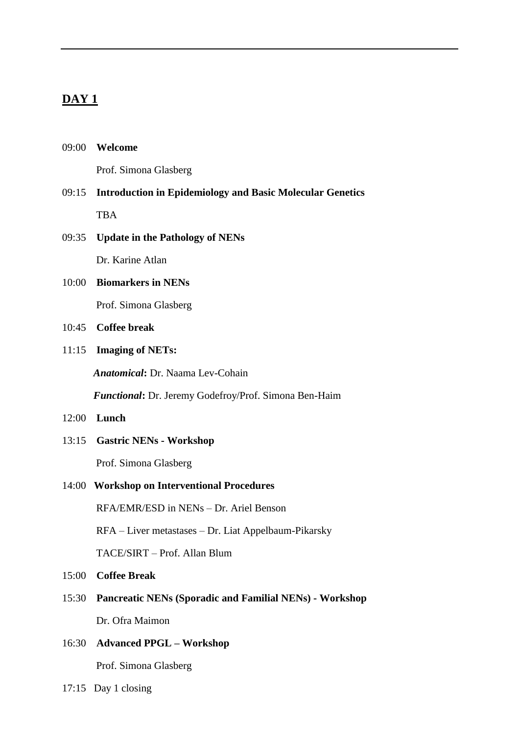## DAY 1

09:00 **Welcome**

Prof. Simona Glasberg

09:15 **Introduction in Epidemiology and Basic Molecular Genetics**

TBA

09:35 **Update in the Pathology of NENs**

Dr. Karine Atlan

10:00 **Biomarkers in NENs**

Prof. Simona Glasberg

10:45 **Coffee break**

11:15 **Imaging of NETs:**

***Anatomical*:** Dr. Naama Lev-Cohain

***Functional*:** Dr. Jeremy Godefroy/Prof. Simona Ben-Haim

12:00 **Lunch**

13:15 **Gastric NENs - Workshop**

Prof. Simona Glasberg

14:00 **Workshop on Interventional Procedures**

RFA/EMR/ESD in NENs – Dr. Ariel Benson

RFA – Liver metastases – Dr. Liat Appelbaum-Pikarsky

TACE/SIRT – Prof. Allan Blum

15:00 **Coffee Break**

15:30 **Pancreatic NENs (Sporadic and Familial NENs) - Workshop**

Dr. Ofra Maimon

16:30 **Advanced PPGL – Workshop**

Prof. Simona Glasberg

17:15 Day 1 closing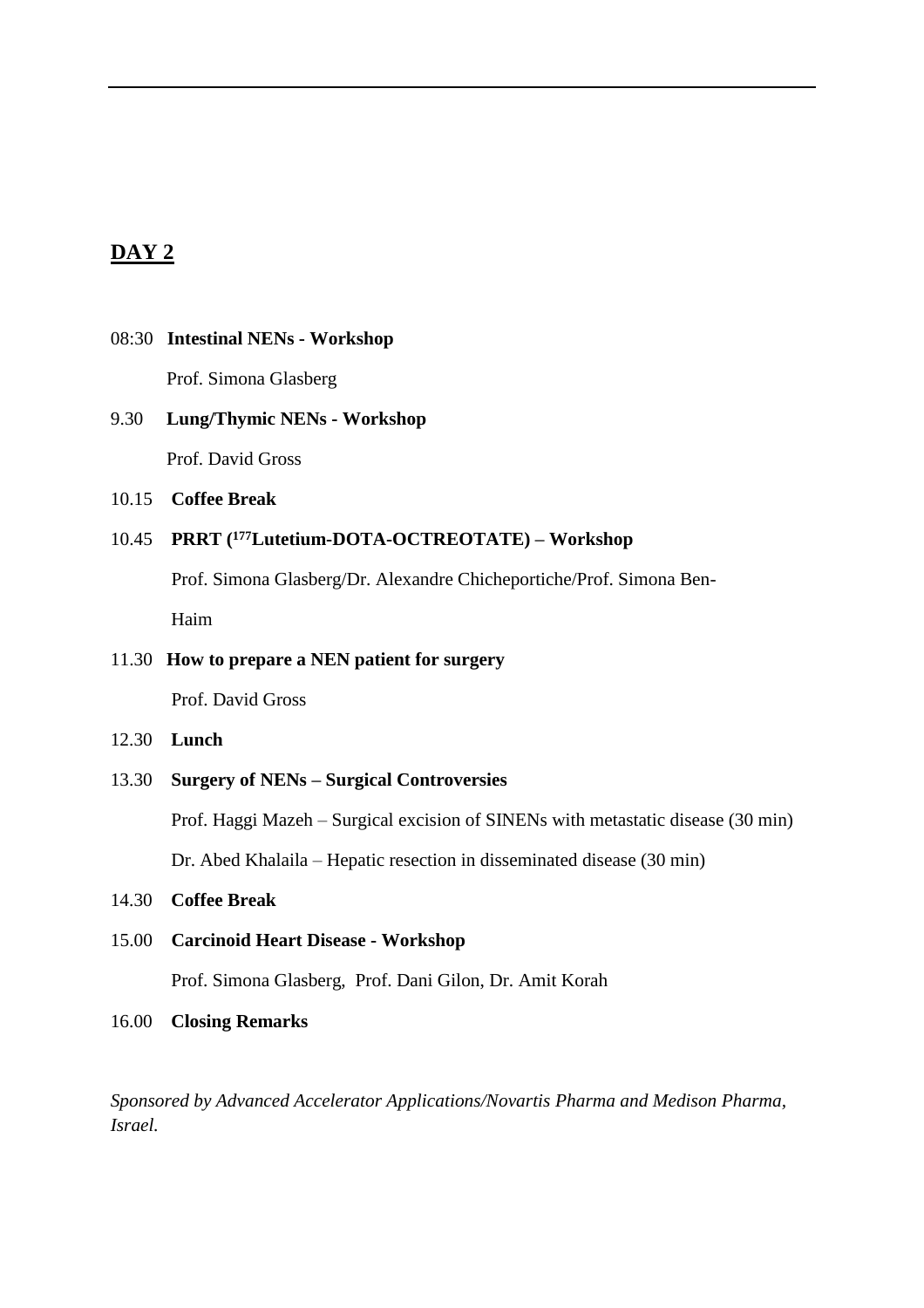## DAY 2

08:30 **Intestinal NENs - Workshop**

Prof. Simona Glasberg

9.30 **Lung/Thymic NENs - Workshop**

Prof. David Gross

10.15 **Coffee Break**

10.45 **PRRT ($^{177}$Lutetium-DOTA-OCTREOTATE) – Workshop**

Prof. Simona Glasberg/Dr. Alexandre Chicheportiche/Prof. Simona Ben-Haim

11.30 **How to prepare a NEN patient for surgery**

Prof. David Gross

12.30 **Lunch**

13.30 **Surgery of NENs – Surgical Controversies**

Prof. Haggi Mazeh – Surgical excision of SINENs with metastatic disease (30 min)

Dr. Abed Khalaila – Hepatic resection in disseminated disease (30 min)

14.30 **Coffee Break**

15.00 **Carcinoid Heart Disease - Workshop**

Prof. Simona Glasberg, Prof. Dani Gilon, Dr. Amit Korah

16.00 **Closing Remarks**

*Sponsored by Advanced Accelerator Applications/Novartis Pharma and Medison Pharma, Israel.*